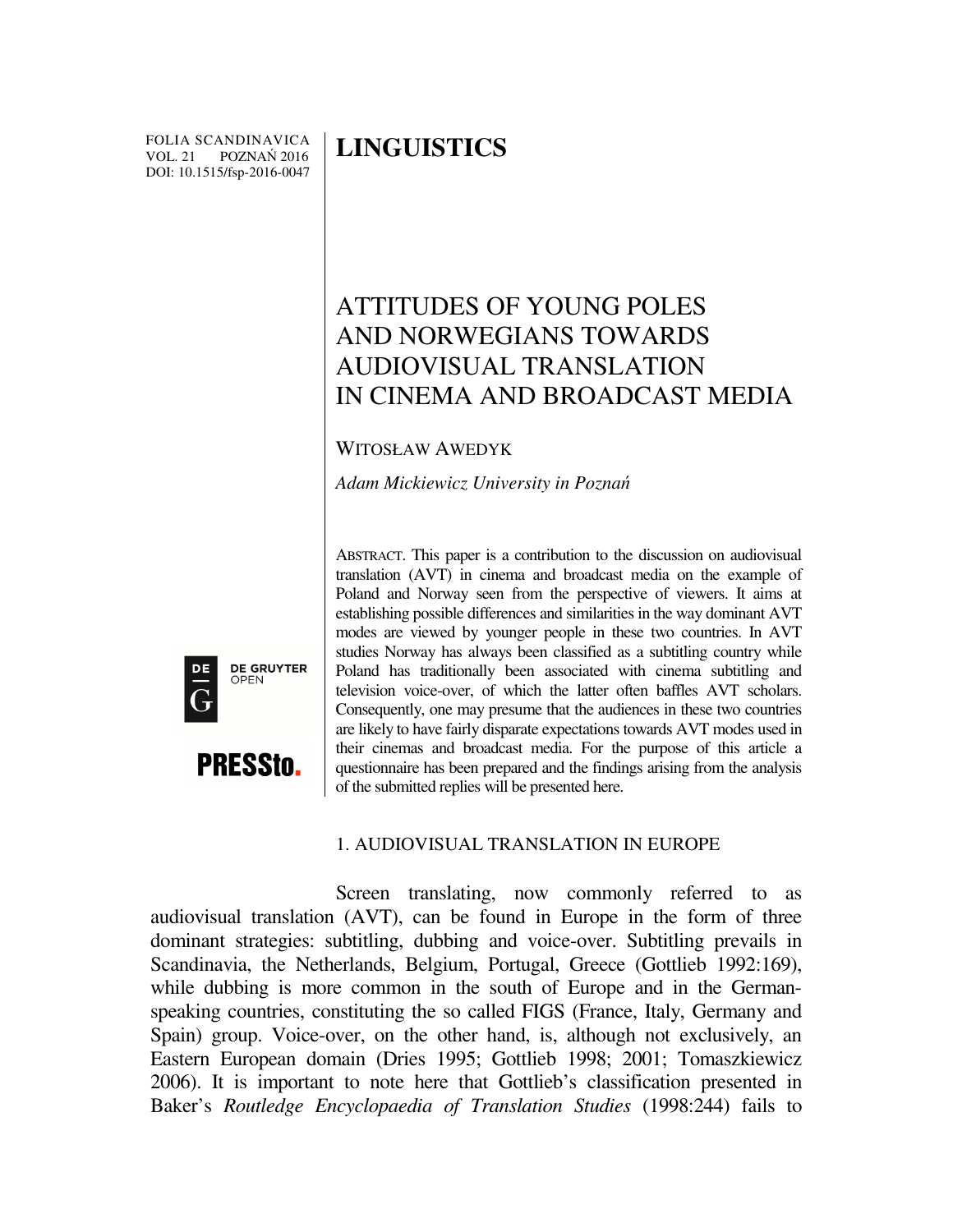FOLIA SCANDINAVICA
VOL. 21 POZNAŃ 2016
DOI: 10.1515/fsp-2016-0047

# LINGUISTICS

## ATTITUDES OF YOUNG POLES AND NORWEGIANS TOWARDS AUDIOVISUAL TRANSLATION IN CINEMA AND BROADCAST MEDIA

WITOSŁAW AWEDYK

*Adam Mickiewicz University in Poznań*

ABSTRACT. This paper is a contribution to the discussion on audiovisual translation (AVT) in cinema and broadcast media on the example of Poland and Norway seen from the perspective of viewers. It aims at establishing possible differences and similarities in the way dominant AVT modes are viewed by younger people in these two countries. In AVT studies Norway has always been classified as a subtitling country while Poland has traditionally been associated with cinema subtitling and television voice-over, of which the latter often baffles AVT scholars. Consequently, one may presume that the audiences in these two countries are likely to have fairly disparate expectations towards AVT modes used in their cinemas and broadcast media. For the purpose of this article a questionnaire has been prepared and the findings arising from the analysis of the submitted replies will be presented here.

### 1. AUDIOVISUAL TRANSLATION IN EUROPE

Screen translating, now commonly referred to as audiovisual translation (AVT), can be found in Europe in the form of three dominant strategies: subtitling, dubbing and voice-over. Subtitling prevails in Scandinavia, the Netherlands, Belgium, Portugal, Greece (Gottlieb 1992:169), while dubbing is more common in the south of Europe and in the German-speaking countries, constituting the so called FIGS (France, Italy, Germany and Spain) group. Voice-over, on the other hand, is, although not exclusively, an Eastern European domain (Dries 1995; Gottlieb 1998; 2001; Tomaszkiewicz 2006). It is important to note here that Gottlieb's classification presented in Baker's *Routledge Encyclopaedia of Translation Studies* (1998:244) fails to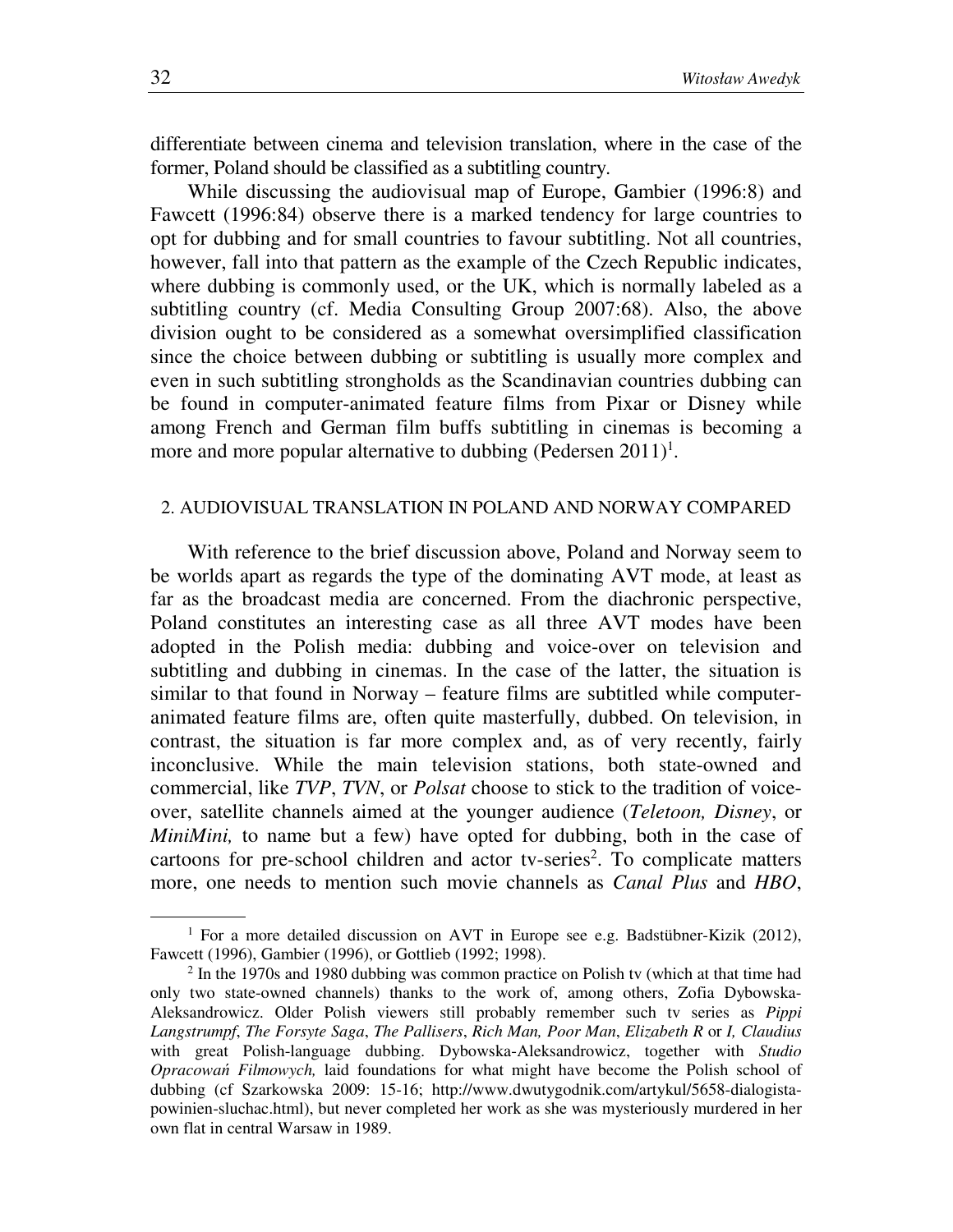differentiate between cinema and television translation, where in the case of the former, Poland should be classified as a subtitling country.

While discussing the audiovisual map of Europe, Gambier (1996:8) and Fawcett (1996:84) observe there is a marked tendency for large countries to opt for dubbing and for small countries to favour subtitling. Not all countries, however, fall into that pattern as the example of the Czech Republic indicates, where dubbing is commonly used, or the UK, which is normally labeled as a subtitling country (cf. Media Consulting Group 2007:68). Also, the above division ought to be considered as a somewhat oversimplified classification since the choice between dubbing or subtitling is usually more complex and even in such subtitling strongholds as the Scandinavian countries dubbing can be found in computer-animated feature films from Pixar or Disney while among French and German film buffs subtitling in cinemas is becoming a more and more popular alternative to dubbing (Pedersen 2011)[1].

## 2. AUDIOVISUAL TRANSLATION IN POLAND AND NORWAY COMPARED

With reference to the brief discussion above, Poland and Norway seem to be worlds apart as regards the type of the dominating AVT mode, at least as far as the broadcast media are concerned. From the diachronic perspective, Poland constitutes an interesting case as all three AVT modes have been adopted in the Polish media: dubbing and voice-over on television and subtitling and dubbing in cinemas. In the case of the latter, the situation is similar to that found in Norway – feature films are subtitled while computer-animated feature films are, often quite masterfully, dubbed. On television, in contrast, the situation is far more complex and, as of very recently, fairly inconclusive. While the main television stations, both state-owned and commercial, like *TVP*, *TVN*, or *Polsat* choose to stick to the tradition of voice-over, satellite channels aimed at the younger audience (*Teletoon, Disney*, or *MiniMini,* to name but a few) have opted for dubbing, both in the case of cartoons for pre-school children and actor tv-series[2]. To complicate matters more, one needs to mention such movie channels as *Canal Plus* and *HBO*,

---

[1] For a more detailed discussion on AVT in Europe see e.g. Badstübner-Kizik (2012), Fawcett (1996), Gambier (1996), or Gottlieb (1992; 1998).

[2] In the 1970s and 1980 dubbing was common practice on Polish tv (which at that time had only two state-owned channels) thanks to the work of, among others, Zofia Dybowska-Aleksandrowicz. Older Polish viewers still probably remember such tv series as *Pippi Langstrumpf*, *The Forsyte Saga*, *The Pallisers*, *Rich Man, Poor Man*, *Elizabeth R* or *I, Claudius* with great Polish-language dubbing. Dybowska-Aleksandrowicz, together with *Studio Opracowań Filmowych,* laid foundations for what might have become the Polish school of dubbing (cf Szarkowska 2009: 15-16; http://www.dwutygodnik.com/artykul/5658-dialogista-powinien-sluchac.html), but never completed her work as she was mysteriously murdered in her own flat in central Warsaw in 1989.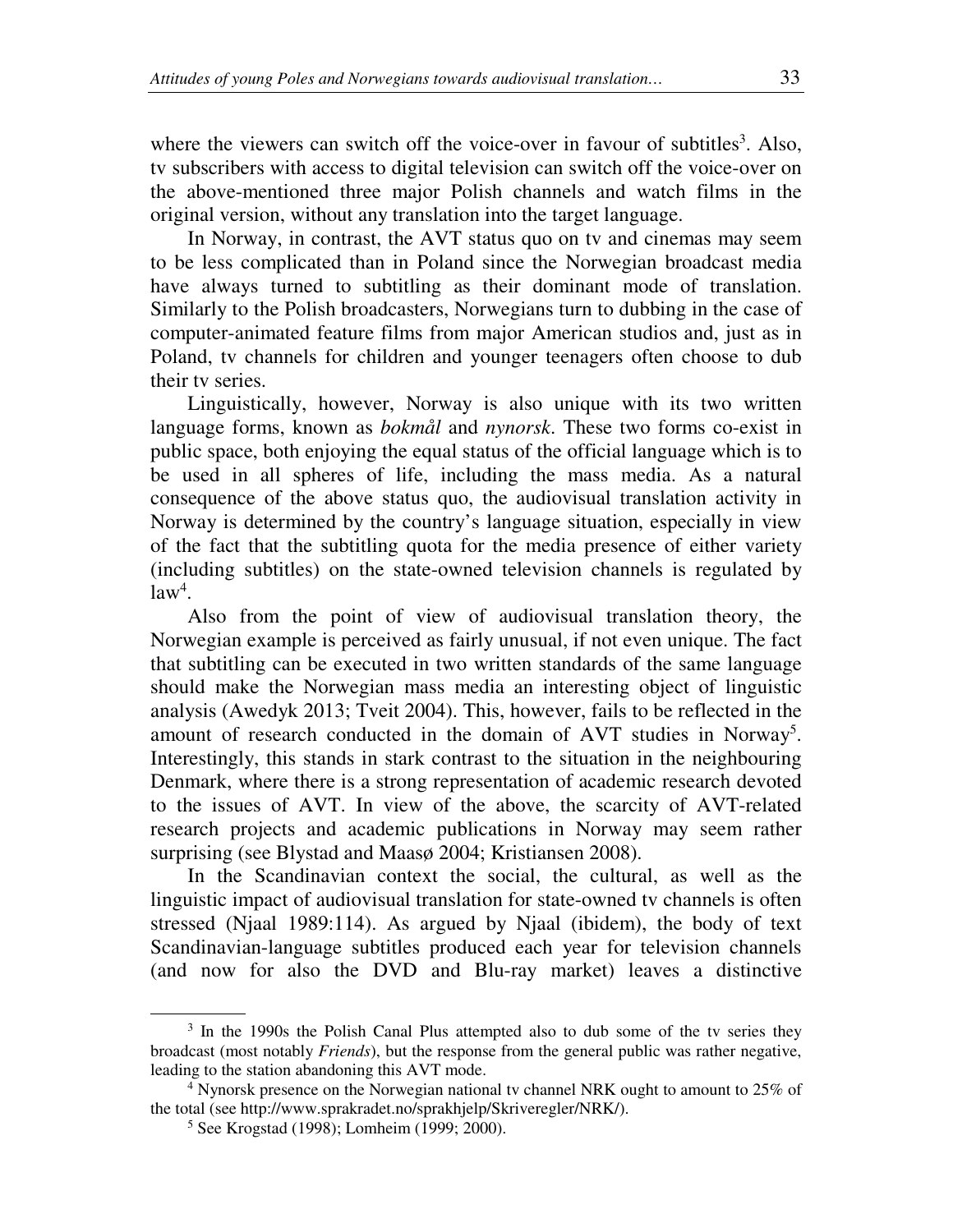where the viewers can switch off the voice-over in favour of subtitles[3]. Also, tv subscribers with access to digital television can switch off the voice-over on the above-mentioned three major Polish channels and watch films in the original version, without any translation into the target language.

In Norway, in contrast, the AVT status quo on tv and cinemas may seem to be less complicated than in Poland since the Norwegian broadcast media have always turned to subtitling as their dominant mode of translation. Similarly to the Polish broadcasters, Norwegians turn to dubbing in the case of computer-animated feature films from major American studios and, just as in Poland, tv channels for children and younger teenagers often choose to dub their tv series.

Linguistically, however, Norway is also unique with its two written language forms, known as *bokmål* and *nynorsk*. These two forms co-exist in public space, both enjoying the equal status of the official language which is to be used in all spheres of life, including the mass media. As a natural consequence of the above status quo, the audiovisual translation activity in Norway is determined by the country's language situation, especially in view of the fact that the subtitling quota for the media presence of either variety (including subtitles) on the state-owned television channels is regulated by law[4].

Also from the point of view of audiovisual translation theory, the Norwegian example is perceived as fairly unusual, if not even unique. The fact that subtitling can be executed in two written standards of the same language should make the Norwegian mass media an interesting object of linguistic analysis (Awedyk 2013; Tveit 2004). This, however, fails to be reflected in the amount of research conducted in the domain of AVT studies in Norway[5]. Interestingly, this stands in stark contrast to the situation in the neighbouring Denmark, where there is a strong representation of academic research devoted to the issues of AVT. In view of the above, the scarcity of AVT-related research projects and academic publications in Norway may seem rather surprising (see Blystad and Maasø 2004; Kristiansen 2008).

In the Scandinavian context the social, the cultural, as well as the linguistic impact of audiovisual translation for state-owned tv channels is often stressed (Njaal 1989:114). As argued by Njaal (ibidem), the body of text Scandinavian-language subtitles produced each year for television channels (and now for also the DVD and Blu-ray market) leaves a distinctive

---

[3] In the 1990s the Polish Canal Plus attempted also to dub some of the tv series they broadcast (most notably *Friends*), but the response from the general public was rather negative, leading to the station abandoning this AVT mode.

[4] Nynorsk presence on the Norwegian national tv channel NRK ought to amount to 25% of the total (see http://www.sprakradet.no/sprakhjelp/Skriveregler/NRK/).

[5] See Krogstad (1998); Lomheim (1999; 2000).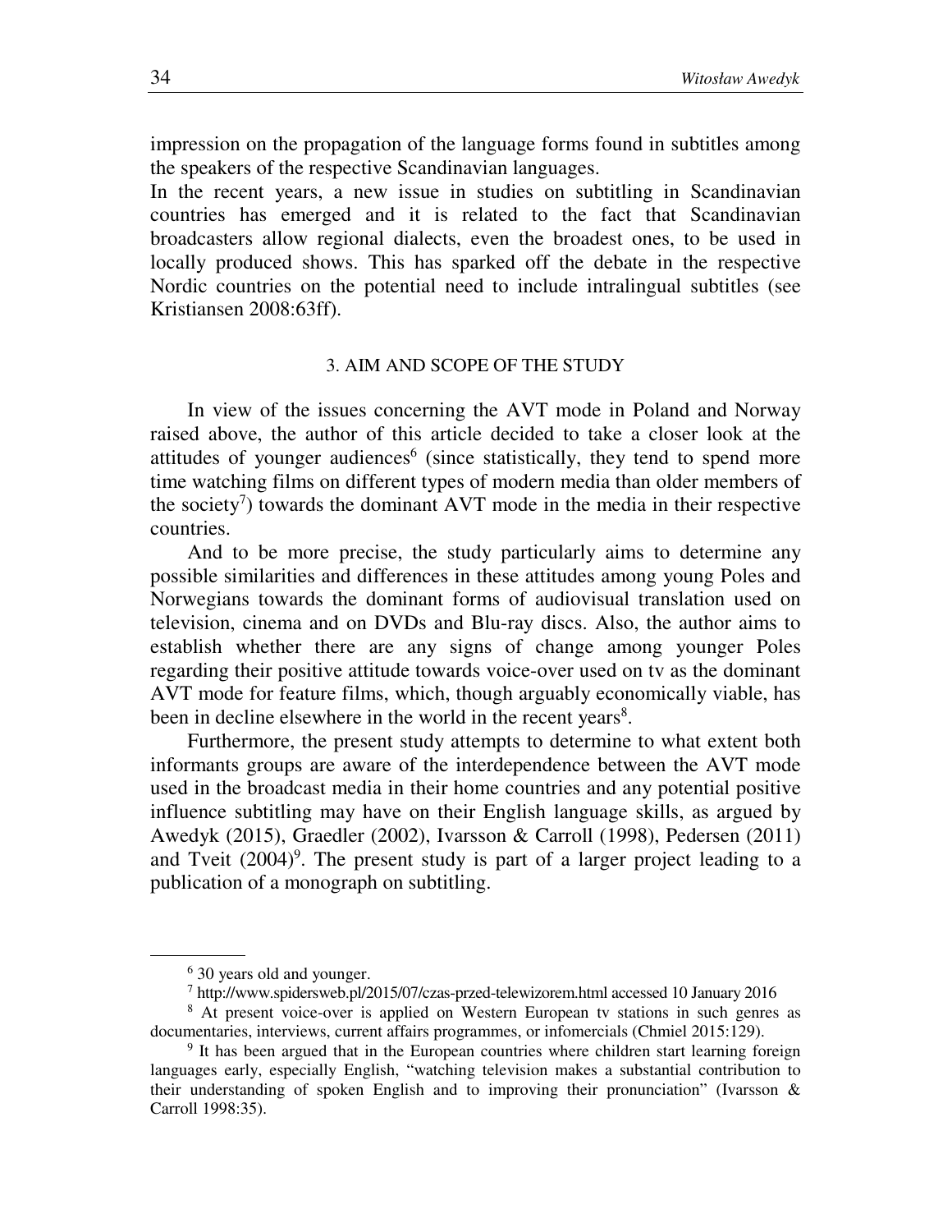impression on the propagation of the language forms found in subtitles among the speakers of the respective Scandinavian languages.

In the recent years, a new issue in studies on subtitling in Scandinavian countries has emerged and it is related to the fact that Scandinavian broadcasters allow regional dialects, even the broadest ones, to be used in locally produced shows. This has sparked off the debate in the respective Nordic countries on the potential need to include intralingual subtitles (see Kristiansen 2008:63ff).

## 3. AIM AND SCOPE OF THE STUDY

In view of the issues concerning the AVT mode in Poland and Norway raised above, the author of this article decided to take a closer look at the attitudes of younger audiences[6] (since statistically, they tend to spend more time watching films on different types of modern media than older members of the society[7]) towards the dominant AVT mode in the media in their respective countries.

And to be more precise, the study particularly aims to determine any possible similarities and differences in these attitudes among young Poles and Norwegians towards the dominant forms of audiovisual translation used on television, cinema and on DVDs and Blu-ray discs. Also, the author aims to establish whether there are any signs of change among younger Poles regarding their positive attitude towards voice-over used on tv as the dominant AVT mode for feature films, which, though arguably economically viable, has been in decline elsewhere in the world in the recent years[8].

Furthermore, the present study attempts to determine to what extent both informants groups are aware of the interdependence between the AVT mode used in the broadcast media in their home countries and any potential positive influence subtitling may have on their English language skills, as argued by Awedyk (2015), Graedler (2002), Ivarsson & Carroll (1998), Pedersen (2011) and Tveit (2004)[9]. The present study is part of a larger project leading to a publication of a monograph on subtitling.

---

[6] 30 years old and younger.

[7] http://www.spidersweb.pl/2015/07/czas-przed-telewizorem.html accessed 10 January 2016

[8] At present voice-over is applied on Western European tv stations in such genres as documentaries, interviews, current affairs programmes, or infomercials (Chmiel 2015:129).

[9] It has been argued that in the European countries where children start learning foreign languages early, especially English, "watching television makes a substantial contribution to their understanding of spoken English and to improving their pronunciation" (Ivarsson & Carroll 1998:35).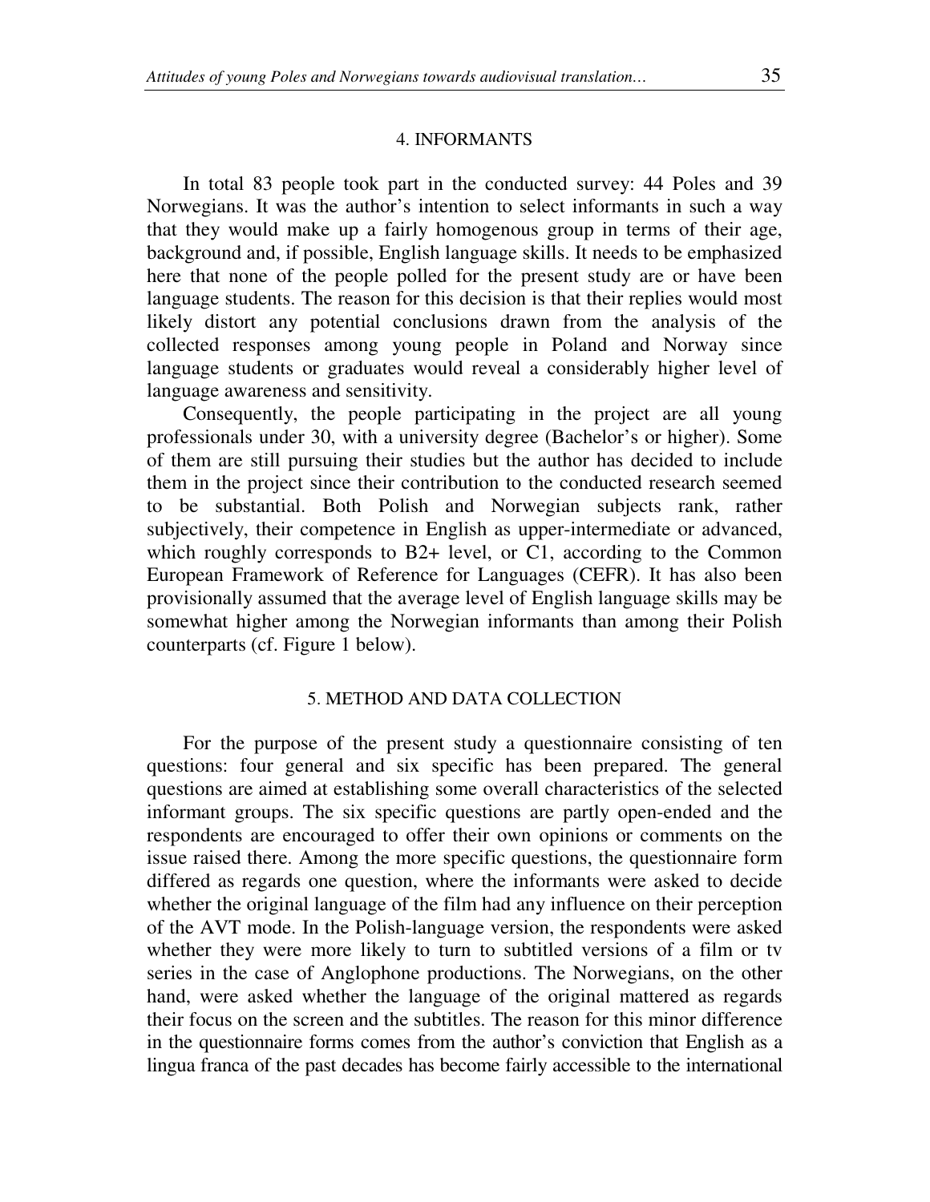## 4. INFORMANTS

In total 83 people took part in the conducted survey: 44 Poles and 39 Norwegians. It was the author's intention to select informants in such a way that they would make up a fairly homogenous group in terms of their age, background and, if possible, English language skills. It needs to be emphasized here that none of the people polled for the present study are or have been language students. The reason for this decision is that their replies would most likely distort any potential conclusions drawn from the analysis of the collected responses among young people in Poland and Norway since language students or graduates would reveal a considerably higher level of language awareness and sensitivity.

Consequently, the people participating in the project are all young professionals under 30, with a university degree (Bachelor's or higher). Some of them are still pursuing their studies but the author has decided to include them in the project since their contribution to the conducted research seemed to be substantial. Both Polish and Norwegian subjects rank, rather subjectively, their competence in English as upper-intermediate or advanced, which roughly corresponds to B2+ level, or C1, according to the Common European Framework of Reference for Languages (CEFR). It has also been provisionally assumed that the average level of English language skills may be somewhat higher among the Norwegian informants than among their Polish counterparts (cf. Figure 1 below).

## 5. METHOD AND DATA COLLECTION

For the purpose of the present study a questionnaire consisting of ten questions: four general and six specific has been prepared. The general questions are aimed at establishing some overall characteristics of the selected informant groups. The six specific questions are partly open-ended and the respondents are encouraged to offer their own opinions or comments on the issue raised there. Among the more specific questions, the questionnaire form differed as regards one question, where the informants were asked to decide whether the original language of the film had any influence on their perception of the AVT mode. In the Polish-language version, the respondents were asked whether they were more likely to turn to subtitled versions of a film or tv series in the case of Anglophone productions. The Norwegians, on the other hand, were asked whether the language of the original mattered as regards their focus on the screen and the subtitles. The reason for this minor difference in the questionnaire forms comes from the author's conviction that English as a lingua franca of the past decades has become fairly accessible to the international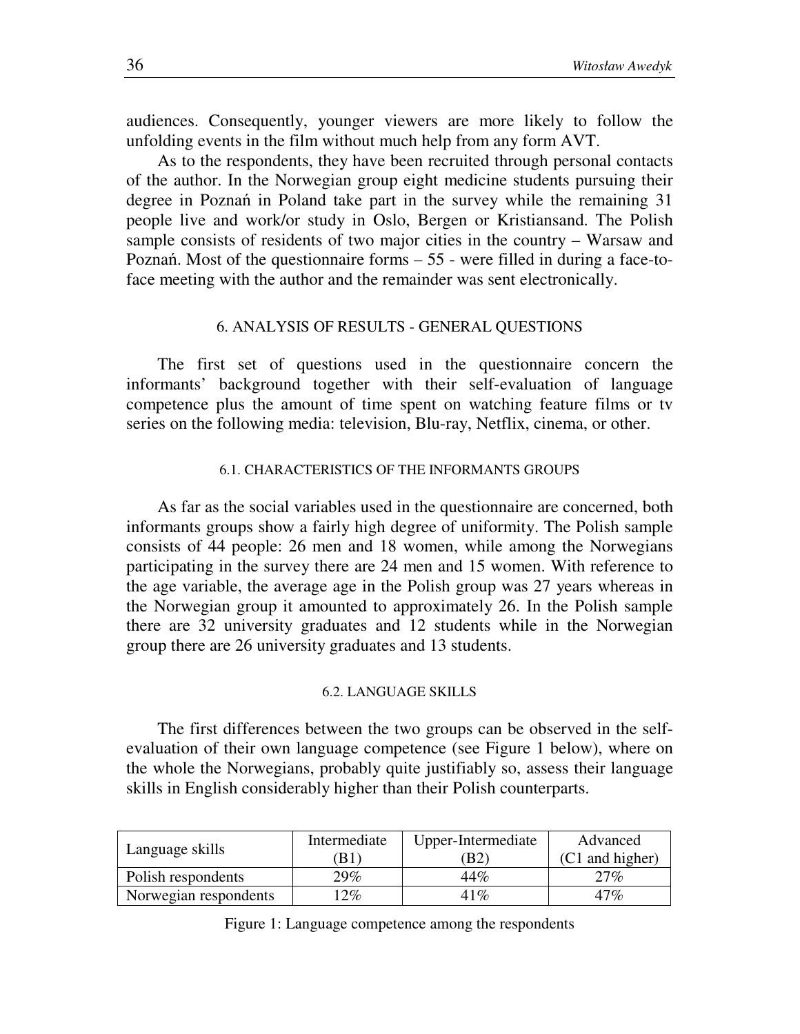audiences. Consequently, younger viewers are more likely to follow the unfolding events in the film without much help from any form AVT.

As to the respondents, they have been recruited through personal contacts of the author. In the Norwegian group eight medicine students pursuing their degree in Poznań in Poland take part in the survey while the remaining 31 people live and work/or study in Oslo, Bergen or Kristiansand. The Polish sample consists of residents of two major cities in the country – Warsaw and Poznań. Most of the questionnaire forms – 55 - were filled in during a face-to-face meeting with the author and the remainder was sent electronically.

## 6. ANALYSIS OF RESULTS - GENERAL QUESTIONS

The first set of questions used in the questionnaire concern the informants' background together with their self-evaluation of language competence plus the amount of time spent on watching feature films or tv series on the following media: television, Blu-ray, Netflix, cinema, or other.

### 6.1. CHARACTERISTICS OF THE INFORMANTS GROUPS

As far as the social variables used in the questionnaire are concerned, both informants groups show a fairly high degree of uniformity. The Polish sample consists of 44 people: 26 men and 18 women, while among the Norwegians participating in the survey there are 24 men and 15 women. With reference to the age variable, the average age in the Polish group was 27 years whereas in the Norwegian group it amounted to approximately 26. In the Polish sample there are 32 university graduates and 12 students while in the Norwegian group there are 26 university graduates and 13 students.

### 6.2. LANGUAGE SKILLS

The first differences between the two groups can be observed in the self-evaluation of their own language competence (see Figure 1 below), where on the whole the Norwegians, probably quite justifiably so, assess their language skills in English considerably higher than their Polish counterparts.

| Language skills | Intermediate (B1) | Upper-Intermediate (B2) | Advanced (C1 and higher) |
|---|---|---|---|
| Polish respondents | 29% | 44% | 27% |
| Norwegian respondents | 12% | 41% | 47% |

Figure 1: Language competence among the respondents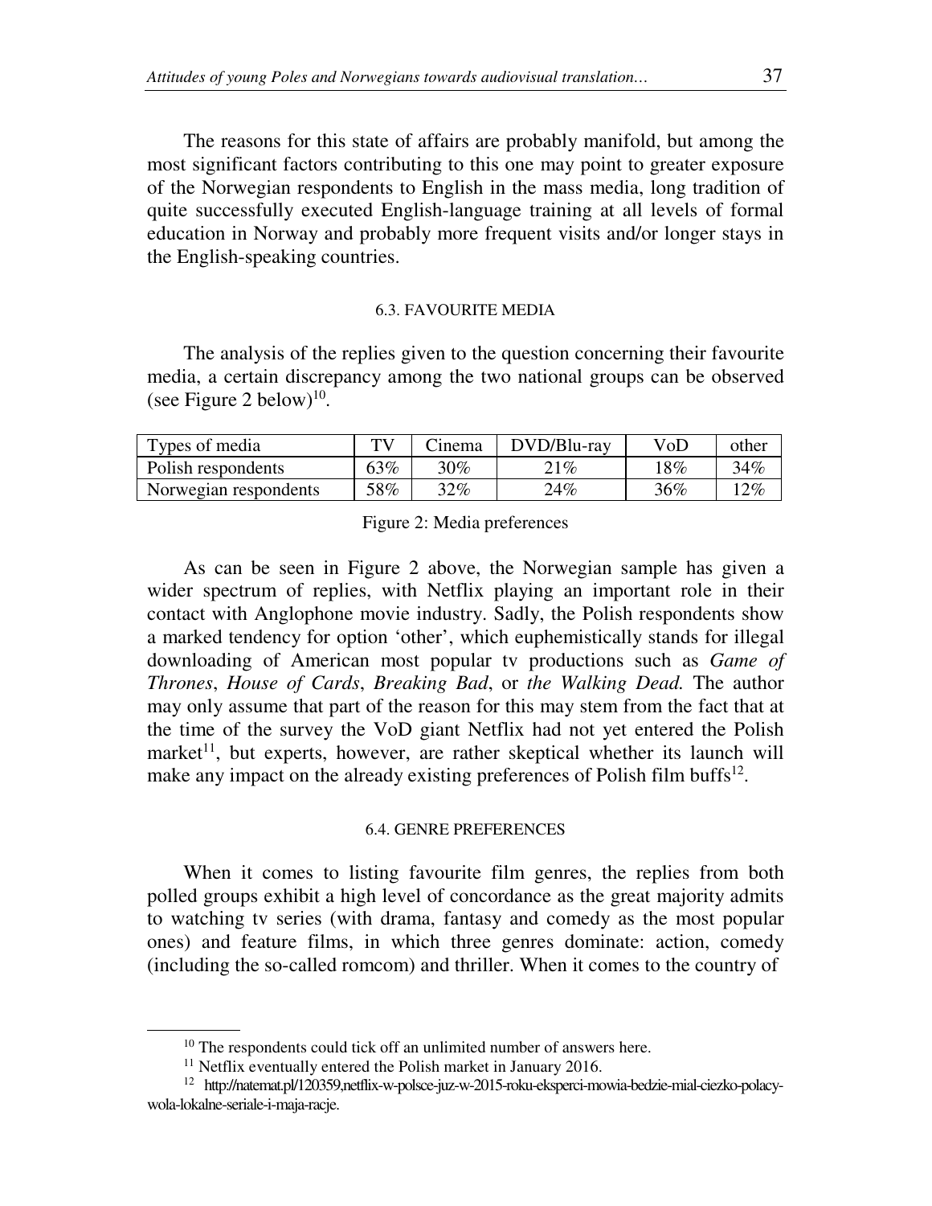The reasons for this state of affairs are probably manifold, but among the most significant factors contributing to this one may point to greater exposure of the Norwegian respondents to English in the mass media, long tradition of quite successfully executed English-language training at all levels of formal education in Norway and probably more frequent visits and/or longer stays in the English-speaking countries.

### 6.3. FAVOURITE MEDIA

The analysis of the replies given to the question concerning their favourite media, a certain discrepancy among the two national groups can be observed (see Figure 2 below)[10].

| Types of media | TV | Cinema | DVD/Blu-ray | VoD | other |
|---|---|---|---|---|---|
| Polish respondents | 63% | 30% | 21% | 18% | 34% |
| Norwegian respondents | 58% | 32% | 24% | 36% | 12% |

Figure 2: Media preferences

As can be seen in Figure 2 above, the Norwegian sample has given a wider spectrum of replies, with Netflix playing an important role in their contact with Anglophone movie industry. Sadly, the Polish respondents show a marked tendency for option 'other', which euphemistically stands for illegal downloading of American most popular tv productions such as *Game of Thrones*, *House of Cards*, *Breaking Bad*, or *the Walking Dead.* The author may only assume that part of the reason for this may stem from the fact that at the time of the survey the VoD giant Netflix had not yet entered the Polish market[11], but experts, however, are rather skeptical whether its launch will make any impact on the already existing preferences of Polish film buffs[12].

### 6.4. GENRE PREFERENCES

When it comes to listing favourite film genres, the replies from both polled groups exhibit a high level of concordance as the great majority admits to watching tv series (with drama, fantasy and comedy as the most popular ones) and feature films, in which three genres dominate: action, comedy (including the so-called romcom) and thriller. When it comes to the country of

---

[10] The respondents could tick off an unlimited number of answers here.

[11] Netflix eventually entered the Polish market in January 2016.

[12] http://natemat.pl/120359,netflix-w-polsce-juz-w-2015-roku-eksperci-mowia-bedzie-mial-ciezko-polacy-wola-lokalne-seriale-i-maja-racje.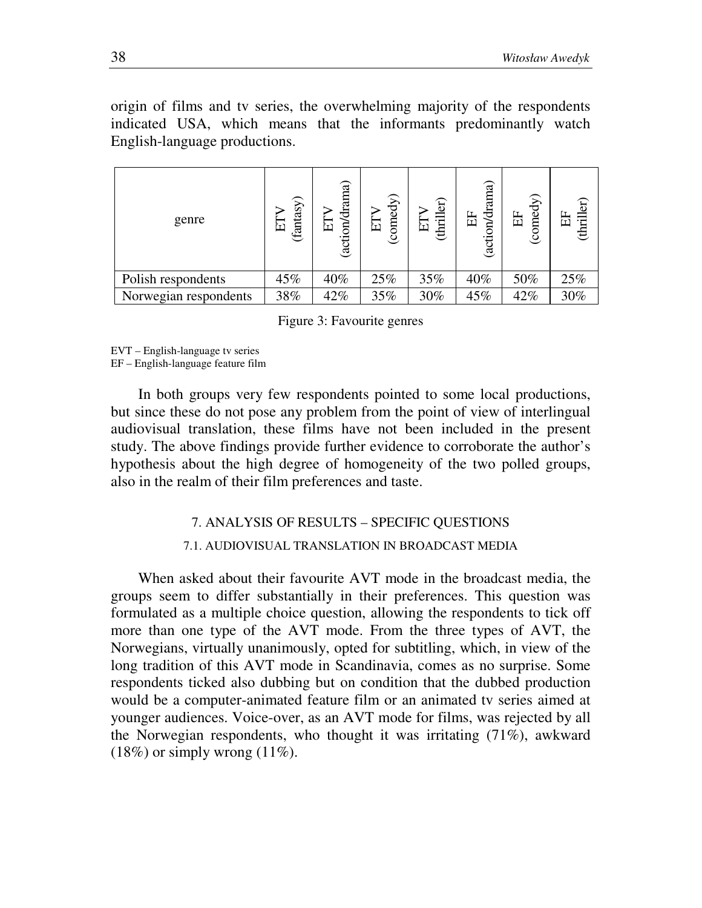origin of films and tv series, the overwhelming majority of the respondents indicated USA, which means that the informants predominantly watch English-language productions.

| genre | ETV (fantasy) | ETV (action/drama) | ETV (comedy) | ETV (thriller) | EF (action/drama) | EF (comedy) | EF (thriller) |
|---|---|---|---|---|---|---|---|
| Polish respondents | 45% | 40% | 25% | 35% | 40% | 50% | 25% |
| Norwegian respondents | 38% | 42% | 35% | 30% | 45% | 42% | 30% |

Figure 3: Favourite genres

EVT – English-language tv series
EF – English-language feature film

In both groups very few respondents pointed to some local productions, but since these do not pose any problem from the point of view of interlingual audiovisual translation, these films have not been included in the present study. The above findings provide further evidence to corroborate the author's hypothesis about the high degree of homogeneity of the two polled groups, also in the realm of their film preferences and taste.

## 7. ANALYSIS OF RESULTS – SPECIFIC QUESTIONS

### 7.1. AUDIOVISUAL TRANSLATION IN BROADCAST MEDIA

When asked about their favourite AVT mode in the broadcast media, the groups seem to differ substantially in their preferences. This question was formulated as a multiple choice question, allowing the respondents to tick off more than one type of the AVT mode. From the three types of AVT, the Norwegians, virtually unanimously, opted for subtitling, which, in view of the long tradition of this AVT mode in Scandinavia, comes as no surprise. Some respondents ticked also dubbing but on condition that the dubbed production would be a computer-animated feature film or an animated tv series aimed at younger audiences. Voice-over, as an AVT mode for films, was rejected by all the Norwegian respondents, who thought it was irritating (71%), awkward (18%) or simply wrong (11%).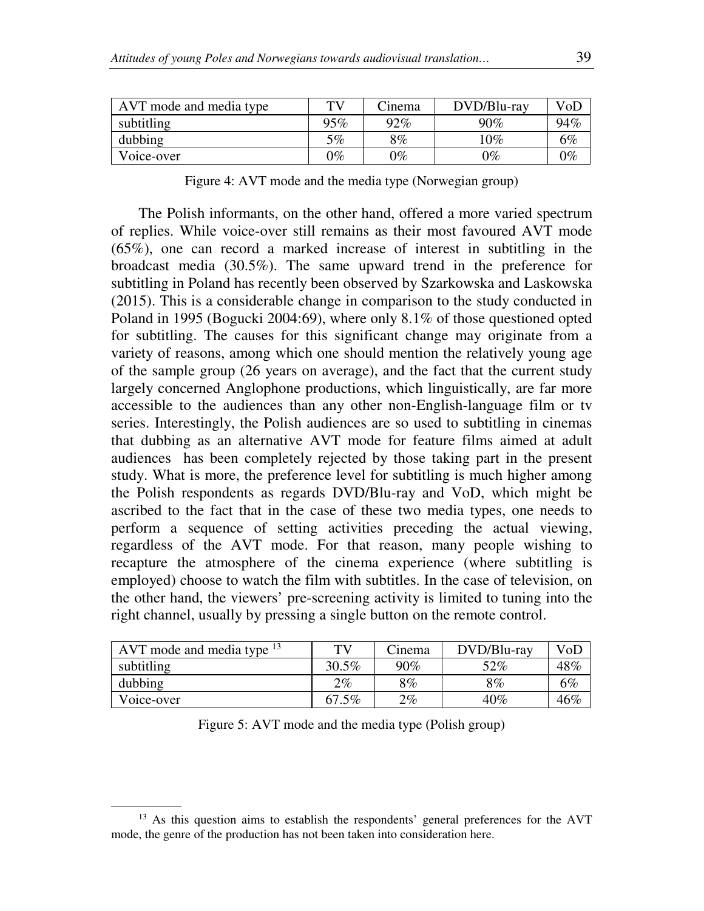| AVT mode and media type | TV | Cinema | DVD/Blu-ray | VoD |
|---|---|---|---|---|
| subtitling | 95% | 92% | 90% | 94% |
| dubbing | 5% | 8% | 10% | 6% |
| Voice-over | 0% | 0% | 0% | 0% |

Figure 4: AVT mode and the media type (Norwegian group)

The Polish informants, on the other hand, offered a more varied spectrum of replies. While voice-over still remains as their most favoured AVT mode (65%), one can record a marked increase of interest in subtitling in the broadcast media (30.5%). The same upward trend in the preference for subtitling in Poland has recently been observed by Szarkowska and Laskowska (2015). This is a considerable change in comparison to the study conducted in Poland in 1995 (Bogucki 2004:69), where only 8.1% of those questioned opted for subtitling. The causes for this significant change may originate from a variety of reasons, among which one should mention the relatively young age of the sample group (26 years on average), and the fact that the current study largely concerned Anglophone productions, which linguistically, are far more accessible to the audiences than any other non-English-language film or tv series. Interestingly, the Polish audiences are so used to subtitling in cinemas that dubbing as an alternative AVT mode for feature films aimed at adult audiences has been completely rejected by those taking part in the present study. What is more, the preference level for subtitling is much higher among the Polish respondents as regards DVD/Blu-ray and VoD, which might be ascribed to the fact that in the case of these two media types, one needs to perform a sequence of setting activities preceding the actual viewing, regardless of the AVT mode. For that reason, many people wishing to recapture the atmosphere of the cinema experience (where subtitling is employed) choose to watch the film with subtitles. In the case of television, on the other hand, the viewers' pre-screening activity is limited to tuning into the right channel, usually by pressing a single button on the remote control.

| AVT mode and media type [13] | TV | Cinema | DVD/Blu-ray | VoD |
|---|---|---|---|---|
| subtitling | 30.5% | 90% | 52% | 48% |
| dubbing | 2% | 8% | 8% | 6% |
| Voice-over | 67.5% | 2% | 40% | 46% |

Figure 5: AVT mode and the media type (Polish group)

[13] As this question aims to establish the respondents' general preferences for the AVT mode, the genre of the production has not been taken into consideration here.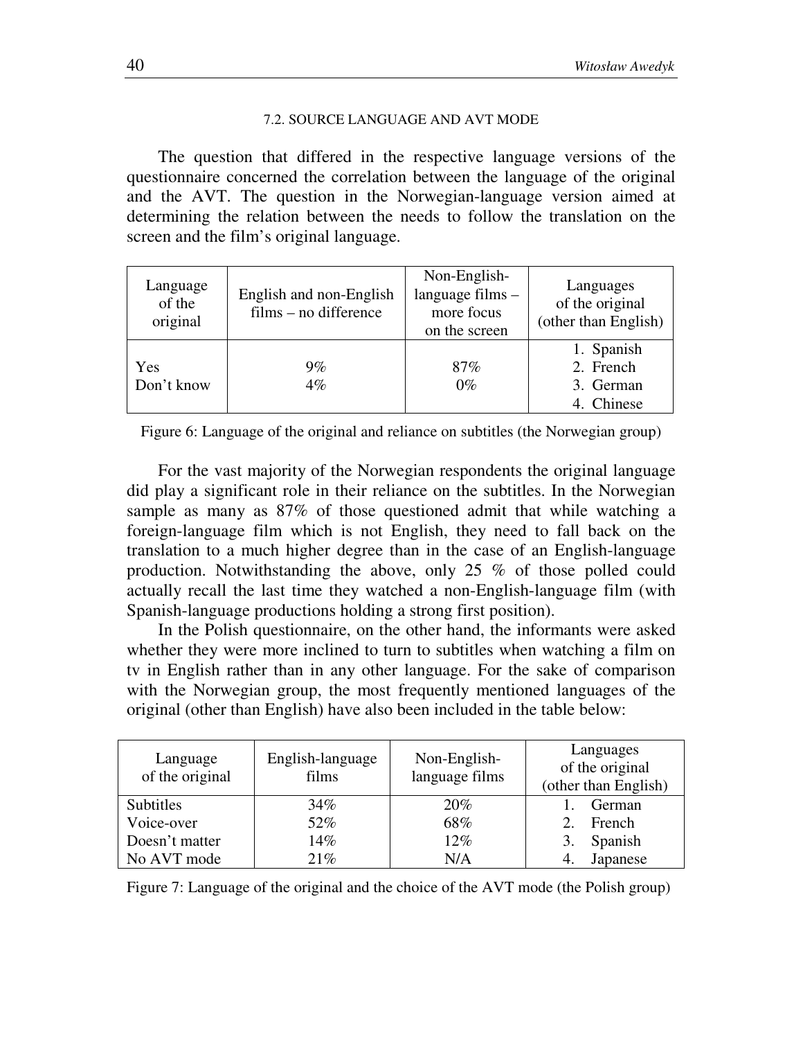### 7.2. SOURCE LANGUAGE AND AVT MODE

The question that differed in the respective language versions of the questionnaire concerned the correlation between the language of the original and the AVT. The question in the Norwegian-language version aimed at determining the relation between the needs to follow the translation on the screen and the film's original language.

| Language of the original | English and non-English films – no difference | Non-English-language films – more focus on the screen | Languages of the original (other than English) |
|---|---|---|---|
| Yes<br>Don't know | 9%<br>4% | 87%<br>0% | 1. Spanish<br>2. French<br>3. German<br>4. Chinese |

Figure 6: Language of the original and reliance on subtitles (the Norwegian group)

For the vast majority of the Norwegian respondents the original language did play a significant role in their reliance on the subtitles. In the Norwegian sample as many as 87% of those questioned admit that while watching a foreign-language film which is not English, they need to fall back on the translation to a much higher degree than in the case of an English-language production. Notwithstanding the above, only 25 % of those polled could actually recall the last time they watched a non-English-language film (with Spanish-language productions holding a strong first position).

In the Polish questionnaire, on the other hand, the informants were asked whether they were more inclined to turn to subtitles when watching a film on tv in English rather than in any other language. For the sake of comparison with the Norwegian group, the most frequently mentioned languages of the original (other than English) have also been included in the table below:

| Language of the original | English-language films | Non-English-language films | Languages of the original (other than English) |
|---|---|---|---|
| Subtitles | 34% | 20% | 1. German |
| Voice-over | 52% | 68% | 2. French |
| Doesn't matter | 14% | 12% | 3. Spanish |
| No AVT mode | 21% | N/A | 4. Japanese |

Figure 7: Language of the original and the choice of the AVT mode (the Polish group)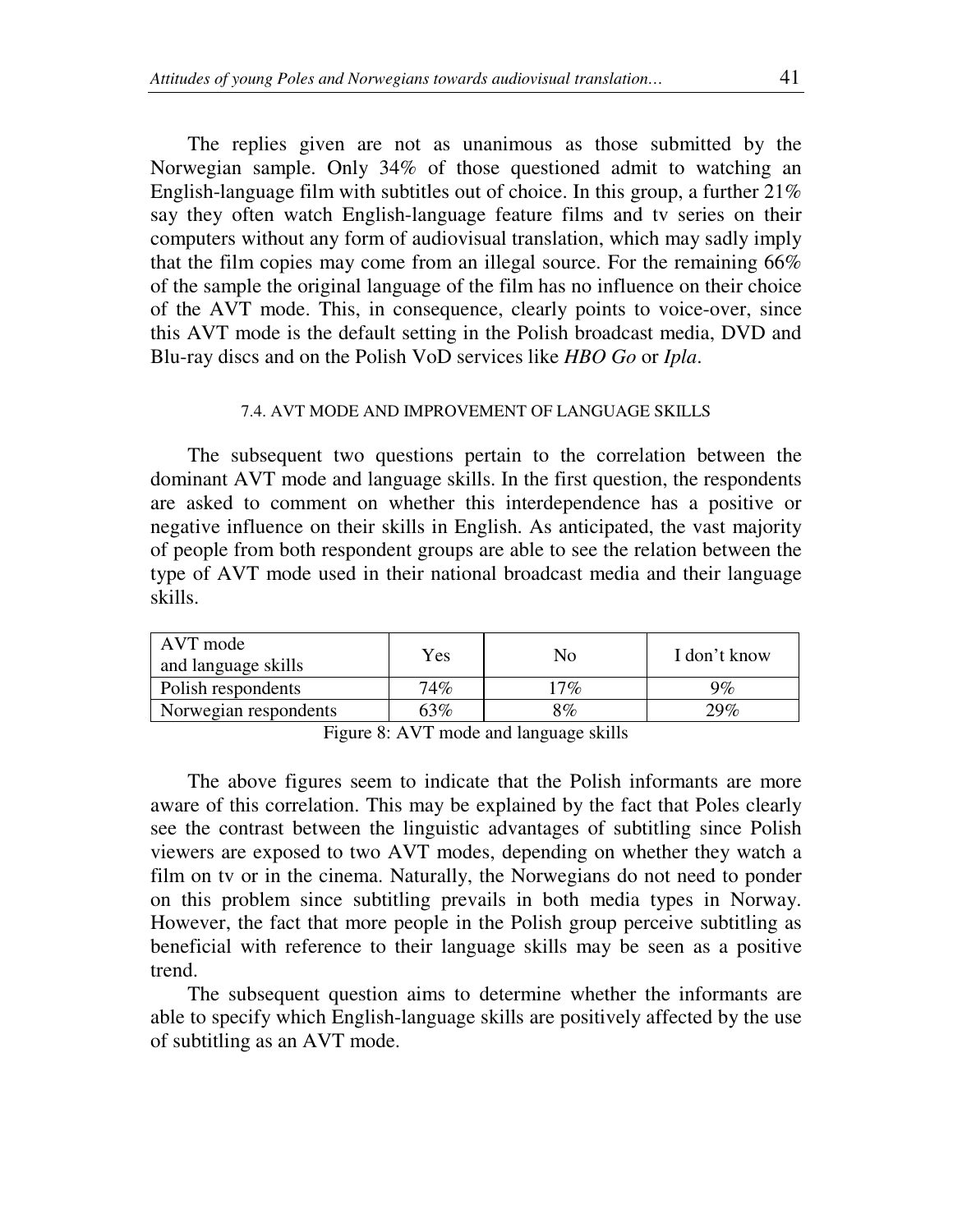The replies given are not as unanimous as those submitted by the Norwegian sample. Only 34% of those questioned admit to watching an English-language film with subtitles out of choice. In this group, a further 21% say they often watch English-language feature films and tv series on their computers without any form of audiovisual translation, which may sadly imply that the film copies may come from an illegal source. For the remaining 66% of the sample the original language of the film has no influence on their choice of the AVT mode. This, in consequence, clearly points to voice-over, since this AVT mode is the default setting in the Polish broadcast media, DVD and Blu-ray discs and on the Polish VoD services like *HBO Go* or *Ipla*.

### 7.4. AVT MODE AND IMPROVEMENT OF LANGUAGE SKILLS

The subsequent two questions pertain to the correlation between the dominant AVT mode and language skills. In the first question, the respondents are asked to comment on whether this interdependence has a positive or negative influence on their skills in English. As anticipated, the vast majority of people from both respondent groups are able to see the relation between the type of AVT mode used in their national broadcast media and their language skills.

| AVT mode and language skills | Yes | No | I don't know |
|---|---|---|---|
| Polish respondents | 74% | 17% | 9% |
| Norwegian respondents | 63% | 8% | 29% |

Figure 8: AVT mode and language skills

The above figures seem to indicate that the Polish informants are more aware of this correlation. This may be explained by the fact that Poles clearly see the contrast between the linguistic advantages of subtitling since Polish viewers are exposed to two AVT modes, depending on whether they watch a film on tv or in the cinema. Naturally, the Norwegians do not need to ponder on this problem since subtitling prevails in both media types in Norway. However, the fact that more people in the Polish group perceive subtitling as beneficial with reference to their language skills may be seen as a positive trend.

The subsequent question aims to determine whether the informants are able to specify which English-language skills are positively affected by the use of subtitling as an AVT mode.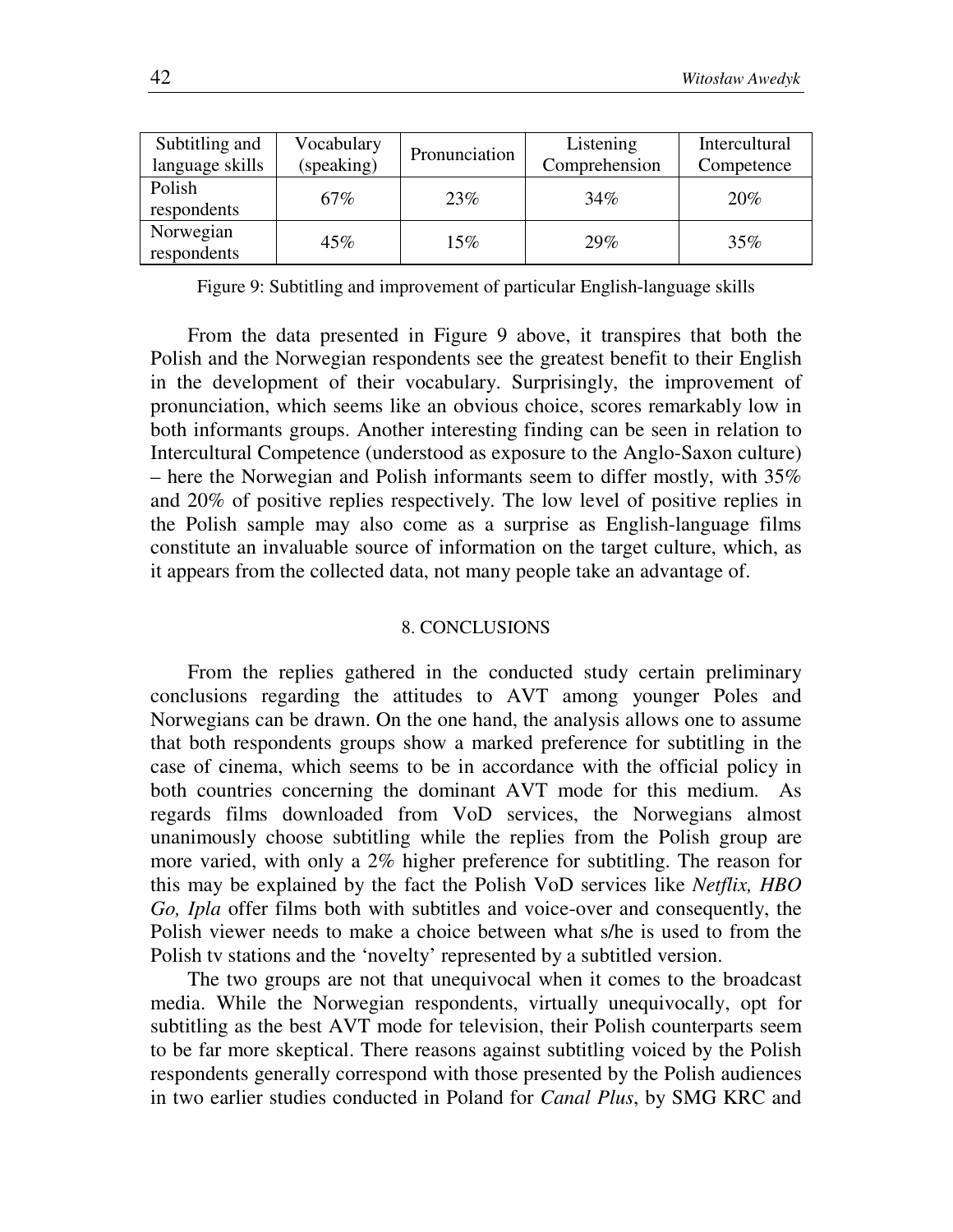| Subtitling and language skills | Vocabulary (speaking) | Pronunciation | Listening Comprehension | Intercultural Competence |
|---|---|---|---|---|
| Polish respondents | 67% | 23% | 34% | 20% |
| Norwegian respondents | 45% | 15% | 29% | 35% |

Figure 9: Subtitling and improvement of particular English-language skills

From the data presented in Figure 9 above, it transpires that both the Polish and the Norwegian respondents see the greatest benefit to their English in the development of their vocabulary. Surprisingly, the improvement of pronunciation, which seems like an obvious choice, scores remarkably low in both informants groups. Another interesting finding can be seen in relation to Intercultural Competence (understood as exposure to the Anglo-Saxon culture) – here the Norwegian and Polish informants seem to differ mostly, with 35% and 20% of positive replies respectively. The low level of positive replies in the Polish sample may also come as a surprise as English-language films constitute an invaluable source of information on the target culture, which, as it appears from the collected data, not many people take an advantage of.

## 8. CONCLUSIONS

From the replies gathered in the conducted study certain preliminary conclusions regarding the attitudes to AVT among younger Poles and Norwegians can be drawn. On the one hand, the analysis allows one to assume that both respondents groups show a marked preference for subtitling in the case of cinema, which seems to be in accordance with the official policy in both countries concerning the dominant AVT mode for this medium. As regards films downloaded from VoD services, the Norwegians almost unanimously choose subtitling while the replies from the Polish group are more varied, with only a 2% higher preference for subtitling. The reason for this may be explained by the fact the Polish VoD services like *Netflix, HBO Go, Ipla* offer films both with subtitles and voice-over and consequently, the Polish viewer needs to make a choice between what s/he is used to from the Polish tv stations and the 'novelty' represented by a subtitled version.

The two groups are not that unequivocal when it comes to the broadcast media. While the Norwegian respondents, virtually unequivocally, opt for subtitling as the best AVT mode for television, their Polish counterparts seem to be far more skeptical. There reasons against subtitling voiced by the Polish respondents generally correspond with those presented by the Polish audiences in two earlier studies conducted in Poland for *Canal Plus*, by SMG KRC and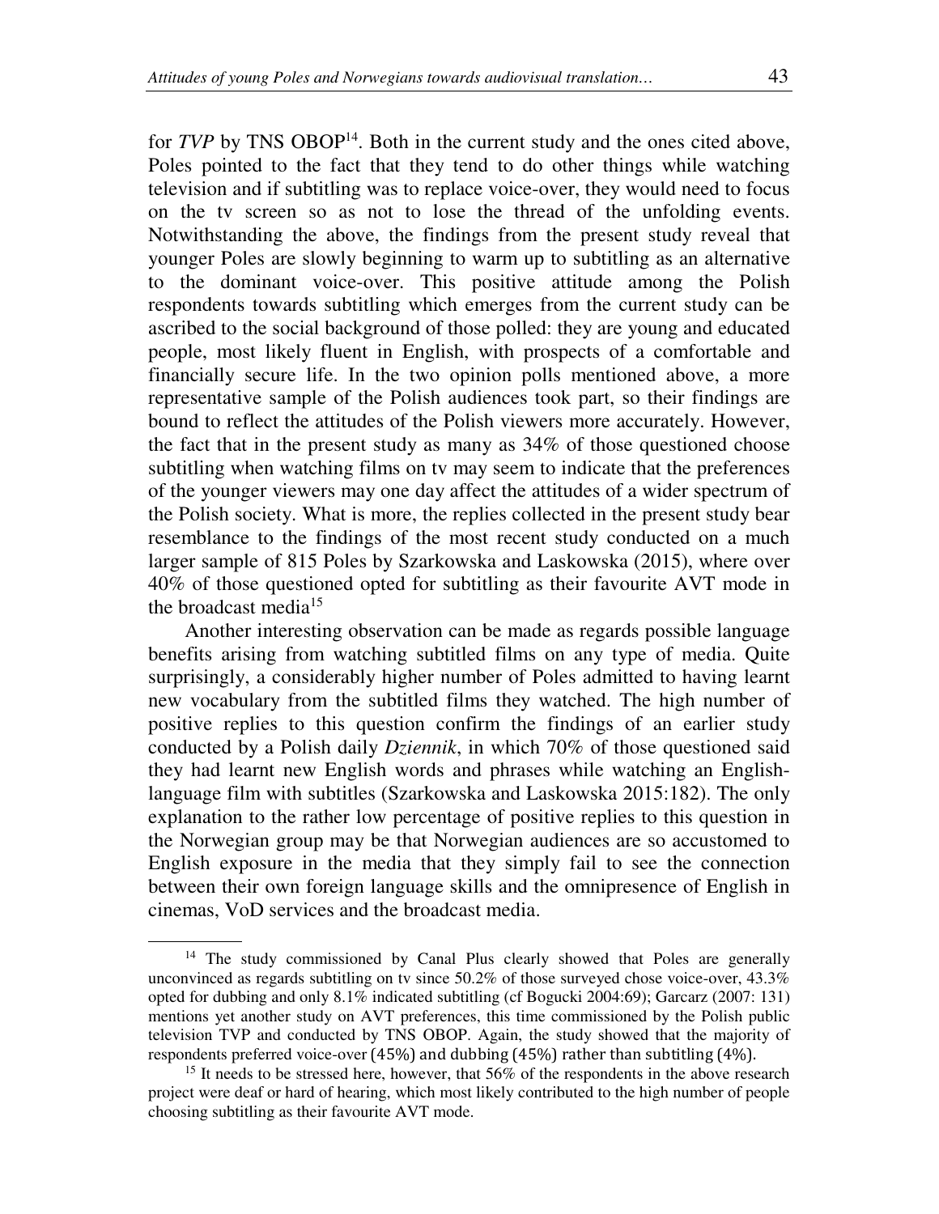for *TVP* by TNS OBOP[14]. Both in the current study and the ones cited above, Poles pointed to the fact that they tend to do other things while watching television and if subtitling was to replace voice-over, they would need to focus on the tv screen so as not to lose the thread of the unfolding events. Notwithstanding the above, the findings from the present study reveal that younger Poles are slowly beginning to warm up to subtitling as an alternative to the dominant voice-over. This positive attitude among the Polish respondents towards subtitling which emerges from the current study can be ascribed to the social background of those polled: they are young and educated people, most likely fluent in English, with prospects of a comfortable and financially secure life. In the two opinion polls mentioned above, a more representative sample of the Polish audiences took part, so their findings are bound to reflect the attitudes of the Polish viewers more accurately. However, the fact that in the present study as many as 34% of those questioned choose subtitling when watching films on tv may seem to indicate that the preferences of the younger viewers may one day affect the attitudes of a wider spectrum of the Polish society. What is more, the replies collected in the present study bear resemblance to the findings of the most recent study conducted on a much larger sample of 815 Poles by Szarkowska and Laskowska (2015), where over 40% of those questioned opted for subtitling as their favourite AVT mode in the broadcast media[15]

Another interesting observation can be made as regards possible language benefits arising from watching subtitled films on any type of media. Quite surprisingly, a considerably higher number of Poles admitted to having learnt new vocabulary from the subtitled films they watched. The high number of positive replies to this question confirm the findings of an earlier study conducted by a Polish daily *Dziennik*, in which 70% of those questioned said they had learnt new English words and phrases while watching an English-language film with subtitles (Szarkowska and Laskowska 2015:182). The only explanation to the rather low percentage of positive replies to this question in the Norwegian group may be that Norwegian audiences are so accustomed to English exposure in the media that they simply fail to see the connection between their own foreign language skills and the omnipresence of English in cinemas, VoD services and the broadcast media.

---

[14] The study commissioned by Canal Plus clearly showed that Poles are generally unconvinced as regards subtitling on tv since 50.2% of those surveyed chose voice-over, 43.3% opted for dubbing and only 8.1% indicated subtitling (cf Bogucki 2004:69); Garcarz (2007: 131) mentions yet another study on AVT preferences, this time commissioned by the Polish public television TVP and conducted by TNS OBOP. Again, the study showed that the majority of respondents preferred voice-over (45%) and dubbing (45%) rather than subtitling (4%).

[15] It needs to be stressed here, however, that 56% of the respondents in the above research project were deaf or hard of hearing, which most likely contributed to the high number of people choosing subtitling as their favourite AVT mode.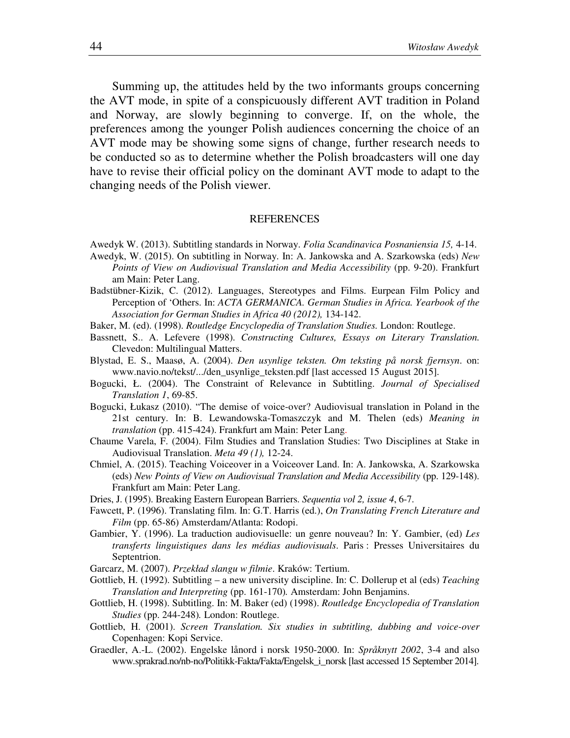Summing up, the attitudes held by the two informants groups concerning the AVT mode, in spite of a conspicuously different AVT tradition in Poland and Norway, are slowly beginning to converge. If, on the whole, the preferences among the younger Polish audiences concerning the choice of an AVT mode may be showing some signs of change, further research needs to be conducted so as to determine whether the Polish broadcasters will one day have to revise their official policy on the dominant AVT mode to adapt to the changing needs of the Polish viewer.

## REFERENCES

Awedyk W. (2013). Subtitling standards in Norway. *Folia Scandinavica Posnaniensia 15,* 4-14.

Awedyk, W. (2015). On subtitling in Norway. In: A. Jankowska and A. Szarkowska (eds) *New Points of View on Audiovisual Translation and Media Accessibility* (pp. 9-20). Frankfurt am Main: Peter Lang.

Badstübner-Kizik, C. (2012). Languages, Stereotypes and Films. Eurpean Film Policy and Perception of 'Others. In: *ACTA GERMANICA. German Studies in Africa. Yearbook of the Association for German Studies in Africa 40 (2012),* 134-142.

Baker, M. (ed). (1998). *Routledge Encyclopedia of Translation Studies.* London: Routlege.

Bassnett, S.. A. Lefevere (1998). *Constructing Cultures, Essays on Literary Translation.* Clevedon: Multilingual Matters.

Blystad, E. S., Maasø, A. (2004). *Den usynlige teksten. Om teksting på norsk fjernsyn*. on: www.navio.no/tekst/.../den_usynlige_teksten.pdf [last accessed 15 August 2015].

Bogucki, Ł. (2004). The Constraint of Relevance in Subtitling. *Journal of Specialised Translation 1*, 69-85.

Bogucki, Łukasz (2010). "The demise of voice-over? Audiovisual translation in Poland in the 21st century. In: B. Lewandowska-Tomaszczyk and M. Thelen (eds) *Meaning in translation* (pp. 415-424). Frankfurt am Main: Peter Lang.

Chaume Varela, F. (2004). Film Studies and Translation Studies: Two Disciplines at Stake in Audiovisual Translation. *Meta 49 (1),* 12-24.

Chmiel, A. (2015). Teaching Voiceover in a Voiceover Land. In: A. Jankowska, A. Szarkowska (eds) *New Points of View on Audiovisual Translation and Media Accessibility* (pp. 129-148). Frankfurt am Main: Peter Lang.

Dries, J. (1995). Breaking Eastern European Barriers. *Sequentia vol 2, issue 4*, 6-7.

Fawcett, P. (1996). Translating film. In: G.T. Harris (ed.), *On Translating French Literature and Film* (pp. 65-86) Amsterdam/Atlanta: Rodopi.

Gambier, Y. (1996). La traduction audiovisuelle: un genre nouveau? In: Y. Gambier, (ed) *Les transferts linguistiques dans les médias audiovisuals*. Paris : Presses Universitaires du Septentrion.

Garcarz, M. (2007). *Przekład slangu w filmie*. Kraków: Tertium.

Gottlieb, H. (1992). Subtitling – a new university discipline. In: C. Dollerup et al (eds) *Teaching Translation and Interpreting* (pp. 161-170)*.* Amsterdam: John Benjamins.

Gottlieb, H. (1998). Subtitling. In: M. Baker (ed) (1998). *Routledge Encyclopedia of Translation Studies* (pp. 244-248)*.* London: Routlege.

Gottlieb, H. (2001). *Screen Translation. Six studies in subtitling, dubbing and voice-over* Copenhagen: Kopi Service.

Graedler, A.-L. (2002). Engelske lånord i norsk 1950-2000. In: *Språknytt 2002*, 3-4 and also www.sprakrad.no/nb-no/Politikk-Fakta/Fakta/Engelsk_i_norsk [last accessed 15 September 2014].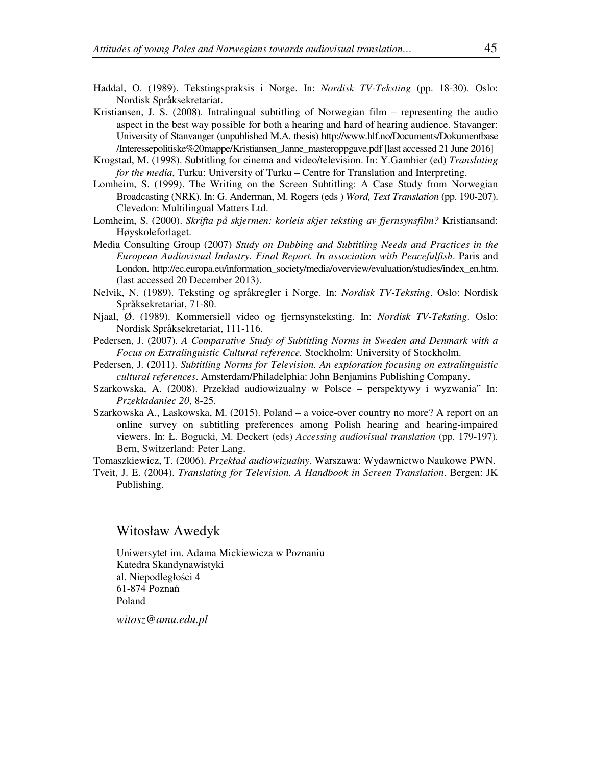Haddal, O. (1989). Tekstingspraksis i Norge. In: *Nordisk TV-Teksting* (pp. 18-30). Oslo: Nordisk Språksekretariat.

Kristiansen, J. S. (2008). Intralingual subtitling of Norwegian film – representing the audio aspect in the best way possible for both a hearing and hard of hearing audience. Stavanger: University of Stanvanger (unpublished M.A. thesis) http://www.hlf.no/Documents/Dokumentbase/Interessepolitiske%20mappe/Kristiansen_Janne_masteroppgave.pdf [last accessed 21 June 2016]

Krogstad, M. (1998). Subtitling for cinema and video/television. In: Y.Gambier (ed) *Translating for the media*, Turku: University of Turku – Centre for Translation and Interpreting.

Lomheim, S. (1999). The Writing on the Screen Subtitling: A Case Study from Norwegian Broadcasting (NRK). In: G. Anderman, M. Rogers (eds ) *Word, Text Translation* (pp. 190-207). Clevedon: Multilingual Matters Ltd.

Lomheim, S. (2000). *Skrifta på skjermen: korleis skjer teksting av fjernsynsfilm?* Kristiansand: Høyskoleforlaget.

Media Consulting Group (2007) *Study on Dubbing and Subtitling Needs and Practices in the European Audiovisual Industry. Final Report. In association with Peacefulfish*. Paris and London. http://ec.europa.eu/information_society/media/overview/evaluation/studies/index_en.htm. (last accessed 20 December 2013).

Nelvik, N. (1989). Teksting og språkregler i Norge. In: *Nordisk TV-Teksting*. Oslo: Nordisk Språksekretariat, 71-80.

Njaal, Ø. (1989). Kommersiell video og fjernsynsteksting. In: *Nordisk TV-Teksting*. Oslo: Nordisk Språksekretariat, 111-116.

Pedersen, J. (2007). *A Comparative Study of Subtitling Norms in Sweden and Denmark with a Focus on Extralinguistic Cultural reference.* Stockholm: University of Stockholm.

Pedersen, J. (2011). *Subtitling Norms for Television. An exploration focusing on extralinguistic cultural references*. Amsterdam/Philadelphia: John Benjamins Publishing Company.

Szarkowska, A. (2008). Przekład audiowizualny w Polsce – perspektywy i wyzwania" In: *Przekładaniec 20*, 8-25.

Szarkowska A., Laskowska, M. (2015). Poland – a voice-over country no more? A report on an online survey on subtitling preferences among Polish hearing and hearing-impaired viewers. In: Ł. Bogucki, M. Deckert (eds) *Accessing audiovisual translation* (pp. 179-197)*.* Bern, Switzerland: Peter Lang.

Tomaszkiewicz, T. (2006). *Przekład audiowizualny*. Warszawa: Wydawnictwo Naukowe PWN.

Tveit, J. E. (2004). *Translating for Television. A Handbook in Screen Translation*. Bergen: JK Publishing.

Witosław Awedyk

Uniwersytet im. Adama Mickiewicza w Poznaniu
Katedra Skandynawistyki
al. Niepodległości 4
61-874 Poznań
Poland

*witosz@amu.edu.pl*